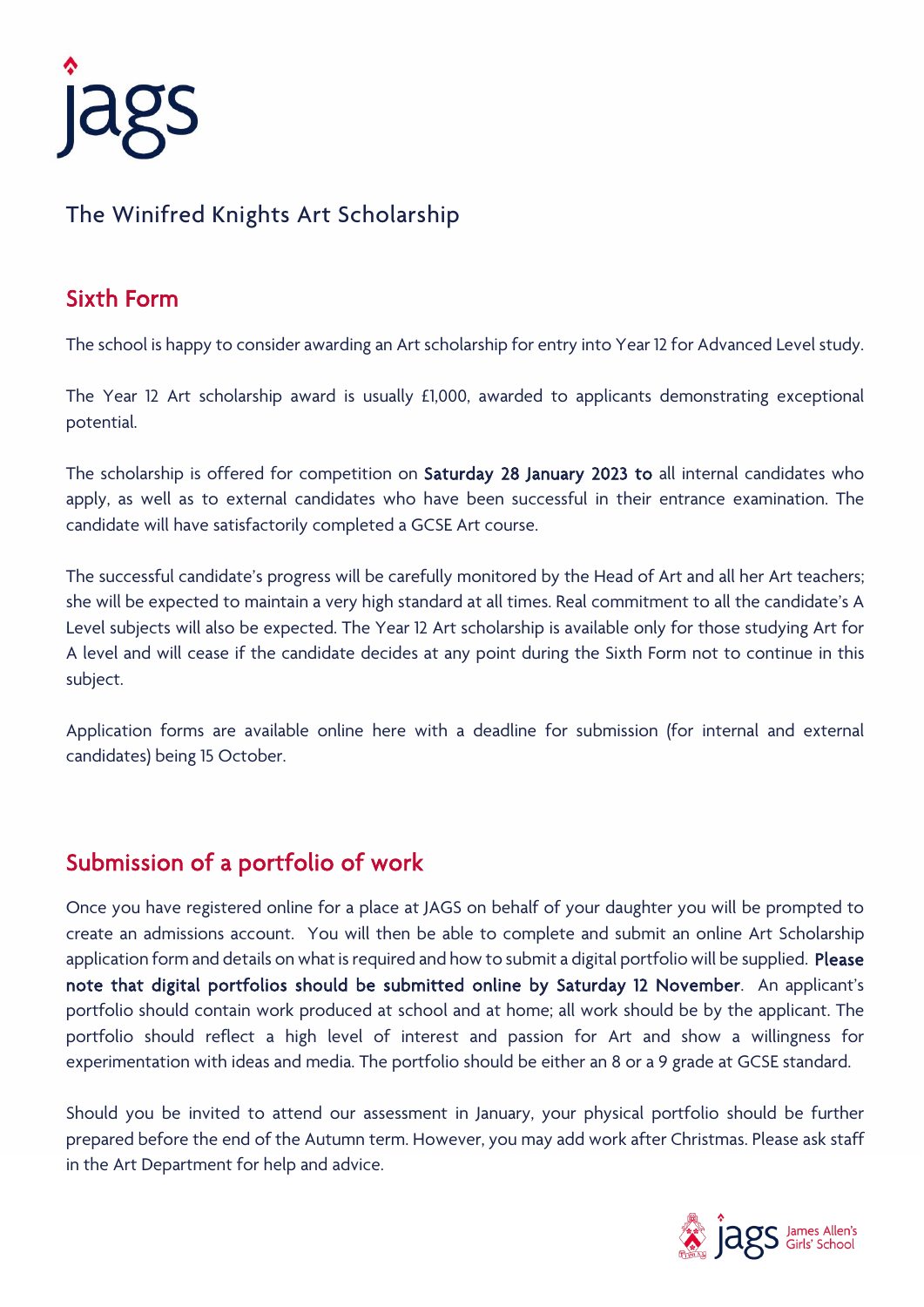# The Winifred Knights Art Scholarship

## Sixth Form

The school is happy to consider awarding an Art scholarship for entry into Year 12 for Advanced Level study.

The Year 12 Art scholarship award is usually £1,000, awarded to applicants demonstrating exceptional potential.

The scholarship is offered for competition on **Saturday 28 January 2023 to** all internal candidates who apply, as well as to external candidates who have been successful in their entrance examination. The candidate will have satisfactorily completed a GCSE Art course.

The successful candidate's progress will be carefully monitored by the Head of Art and all her Art teachers; she will be expected to maintain a very high standard at all times. Real commitment to all the candidate's A Level subjects will also be expected. The Year 12 Art scholarship is available only for those studying Art for A level and will cease if the candidate decides at any point during the Sixth Form not to continue in this subject.

Application forms are available online here with a deadline for submission (for internal and external candidates) being 15 October.

## Submission of a portfolio of work

Once you have registered online for a place at JAGS on behalf of your daughter you will be prompted to create an admissions account. You will then be able to complete and submit an online Art Scholarship application form and details on what is required and how to submit a digital portfolio will be supplied. **Please note that digital portfolios should be submitted online by Saturday 12 November**. An applicant's portfolio should contain work produced at school and at home; all work should be by the applicant. The portfolio should reflect a high level of interest and passion for Art and show a willingness for experimentation with ideas and media. The portfolio should be either an 8 or a 9 grade at GCSE standard.

Should you be invited to attend our assessment in January, your physical portfolio should be further prepared before the end of the Autumn term. However, you may add work after Christmas. Please ask staff in the Art Department for help and advice.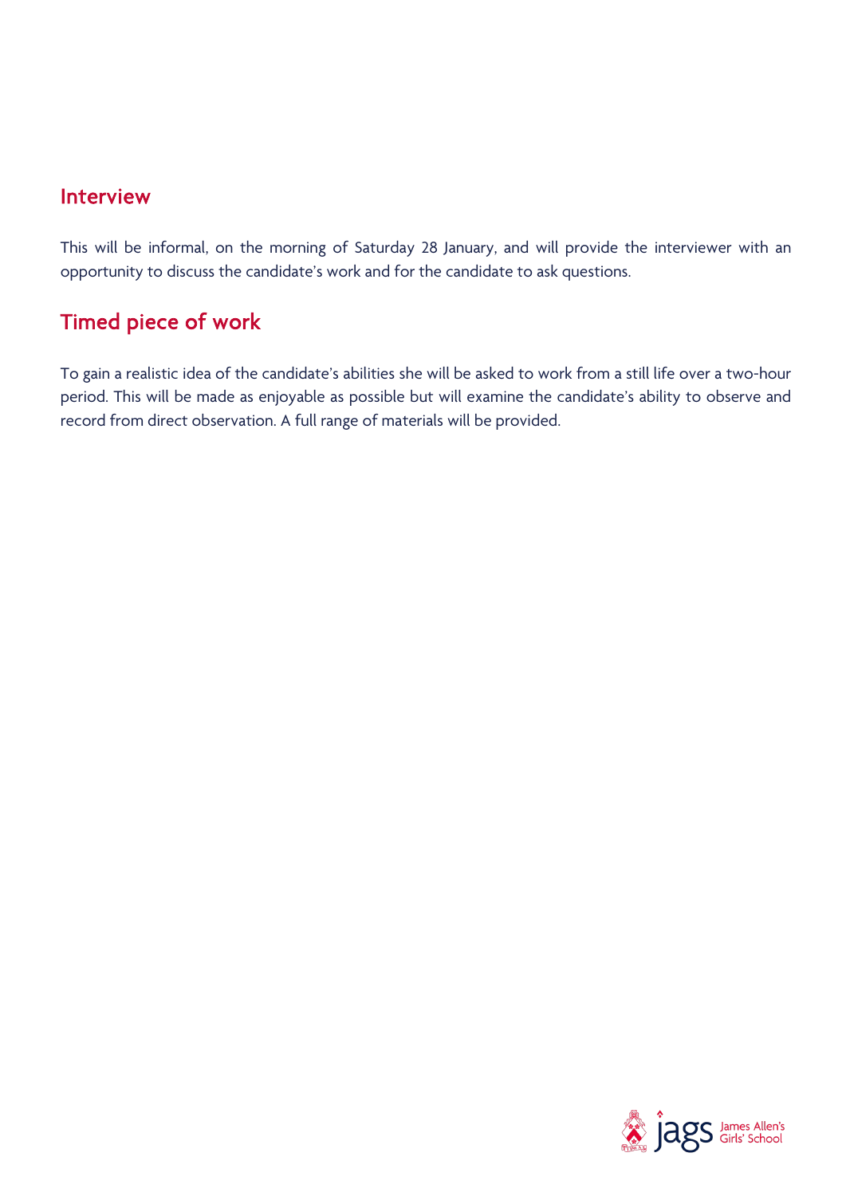## Interview

This will be informal, on the morning of Saturday 28 January, and will provide the interviewer with an opportunity to discuss the candidate's work and for the candidate to ask questions.

## Timed piece of work

To gain a realistic idea of the candidate's abilities she will be asked to work from a still life over a two-hour period. This will be made as enjoyable as possible but will examine the candidate's ability to observe and record from direct observation. A full range of materials will be provided.